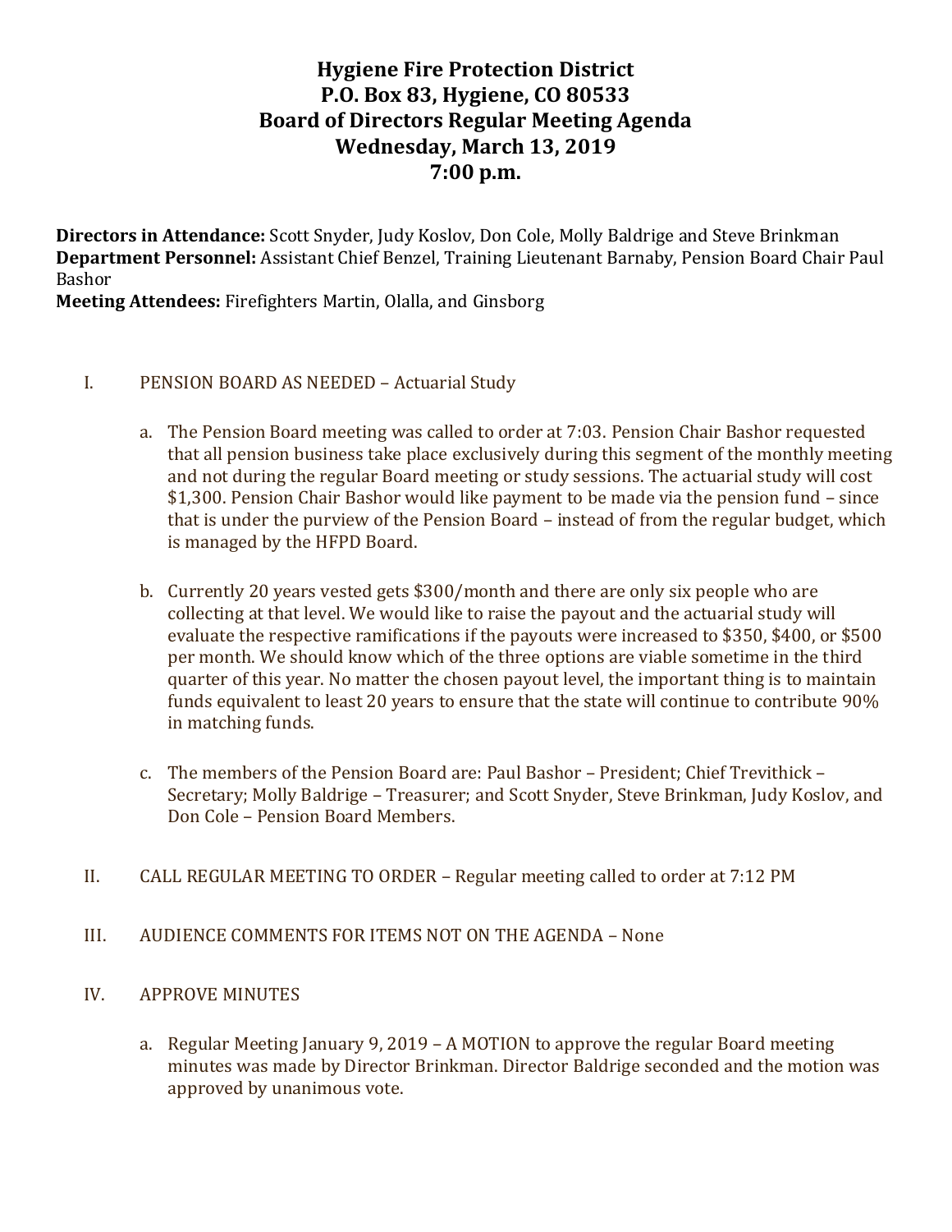# Hygiene Fire Protection District
# P.O. Box 83, Hygiene, CO 80533
# Board of Directors Regular Meeting Agenda
# Wednesday, March 13, 2019
# 7:00 p.m.

**Directors in Attendance:** Scott Snyder, Judy Koslov, Don Cole, Molly Baldrige and Steve Brinkman
**Department Personnel:** Assistant Chief Benzel, Training Lieutenant Barnaby, Pension Board Chair Paul Bashor
**Meeting Attendees:** Firefighters Martin, Olalla, and Ginsborg

I. PENSION BOARD AS NEEDED – Actuarial Study

   a. The Pension Board meeting was called to order at 7:03. Pension Chair Bashor requested that all pension business take place exclusively during this segment of the monthly meeting and not during the regular Board meeting or study sessions. The actuarial study will cost $1,300. Pension Chair Bashor would like payment to be made via the pension fund – since that is under the purview of the Pension Board – instead of from the regular budget, which is managed by the HFPD Board.

   b. Currently 20 years vested gets $300/month and there are only six people who are collecting at that level. We would like to raise the payout and the actuarial study will evaluate the respective ramifications if the payouts were increased to $350, $400, or $500 per month. We should know which of the three options are viable sometime in the third quarter of this year. No matter the chosen payout level, the important thing is to maintain funds equivalent to least 20 years to ensure that the state will continue to contribute 90% in matching funds.

   c. The members of the Pension Board are: Paul Bashor – President; Chief Trevithick – Secretary; Molly Baldrige – Treasurer; and Scott Snyder, Steve Brinkman, Judy Koslov, and Don Cole – Pension Board Members.

II. CALL REGULAR MEETING TO ORDER – Regular meeting called to order at 7:12 PM

III. AUDIENCE COMMENTS FOR ITEMS NOT ON THE AGENDA – None

IV. APPROVE MINUTES

   a. Regular Meeting January 9, 2019 – A MOTION to approve the regular Board meeting minutes was made by Director Brinkman. Director Baldrige seconded and the motion was approved by unanimous vote.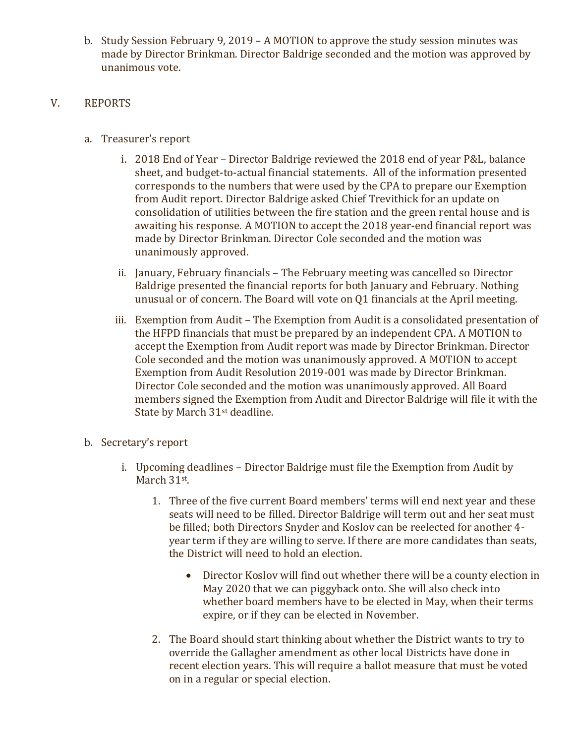b. Study Session February 9, 2019 – A MOTION to approve the study session minutes was made by Director Brinkman. Director Baldrige seconded and the motion was approved by unanimous vote.

V. REPORTS

a. Treasurer's report

   i. 2018 End of Year – Director Baldrige reviewed the 2018 end of year P&L, balance sheet, and budget-to-actual financial statements. All of the information presented corresponds to the numbers that were used by the CPA to prepare our Exemption from Audit report. Director Baldrige asked Chief Trevithick for an update on consolidation of utilities between the fire station and the green rental house and is awaiting his response. A MOTION to accept the 2018 year-end financial report was made by Director Brinkman. Director Cole seconded and the motion was unanimously approved.

   ii. January, February financials – The February meeting was cancelled so Director Baldrige presented the financial reports for both January and February. Nothing unusual or of concern. The Board will vote on Q1 financials at the April meeting.

   iii. Exemption from Audit – The Exemption from Audit is a consolidated presentation of the HFPD financials that must be prepared by an independent CPA. A MOTION to accept the Exemption from Audit report was made by Director Brinkman. Director Cole seconded and the motion was unanimously approved. A MOTION to accept Exemption from Audit Resolution 2019-001 was made by Director Brinkman. Director Cole seconded and the motion was unanimously approved. All Board members signed the Exemption from Audit and Director Baldrige will file it with the State by March 31st deadline.

b. Secretary's report

   i. Upcoming deadlines – Director Baldrige must file the Exemption from Audit by March 31st.

      1. Three of the five current Board members' terms will end next year and these seats will need to be filled. Director Baldrige will term out and her seat must be filled; both Directors Snyder and Koslov can be reelected for another 4-year term if they are willing to serve. If there are more candidates than seats, the District will need to hold an election.

         - Director Koslov will find out whether there will be a county election in May 2020 that we can piggyback onto. She will also check into whether board members have to be elected in May, when their terms expire, or if they can be elected in November.

      2. The Board should start thinking about whether the District wants to try to override the Gallagher amendment as other local Districts have done in recent election years. This will require a ballot measure that must be voted on in a regular or special election.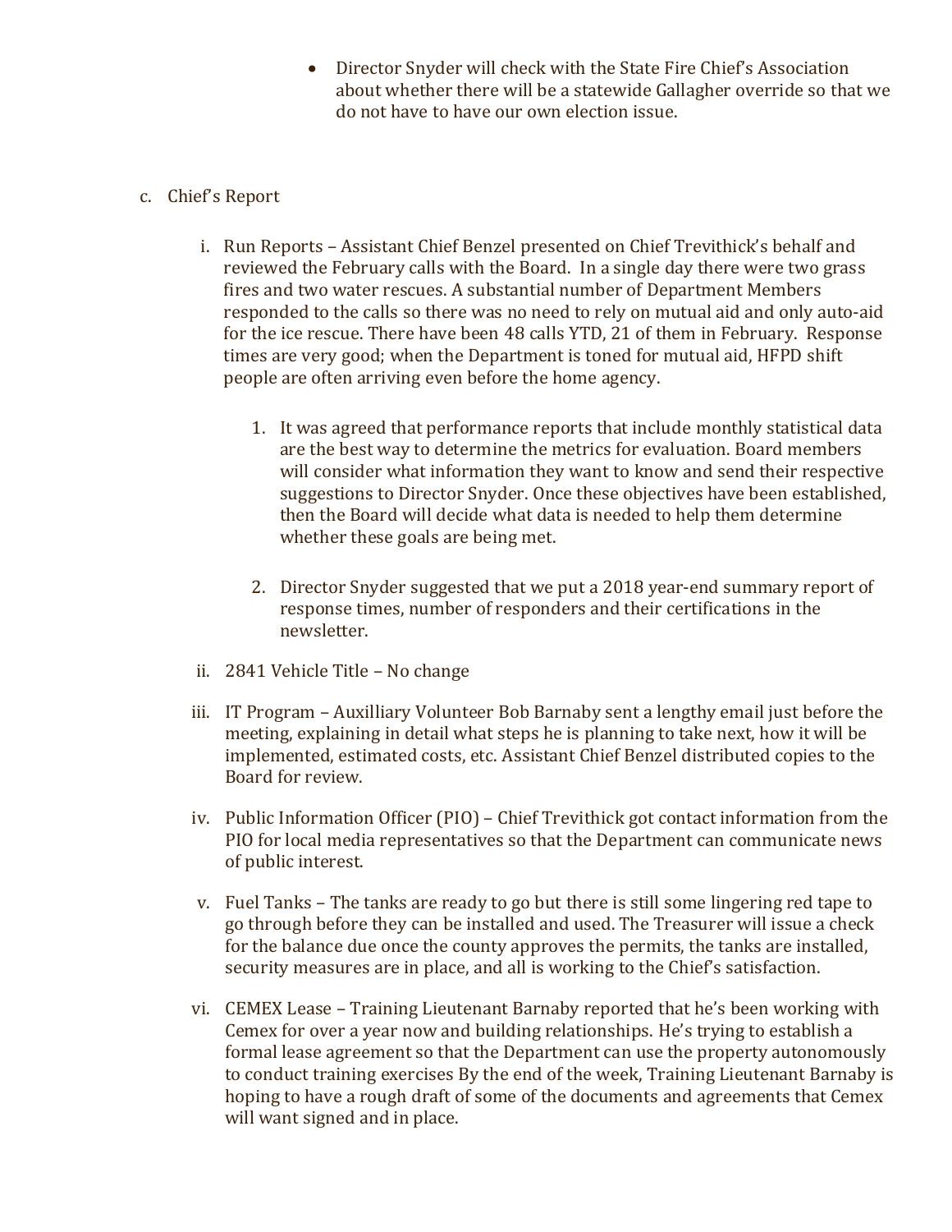- Director Snyder will check with the State Fire Chief's Association about whether there will be a statewide Gallagher override so that we do not have to have our own election issue.

c. Chief's Report

   i. Run Reports – Assistant Chief Benzel presented on Chief Trevithick's behalf and reviewed the February calls with the Board. In a single day there were two grass fires and two water rescues. A substantial number of Department Members responded to the calls so there was no need to rely on mutual aid and only auto-aid for the ice rescue. There have been 48 calls YTD, 21 of them in February. Response times are very good; when the Department is toned for mutual aid, HFPD shift people are often arriving even before the home agency.

      1. It was agreed that performance reports that include monthly statistical data are the best way to determine the metrics for evaluation. Board members will consider what information they want to know and send their respective suggestions to Director Snyder. Once these objectives have been established, then the Board will decide what data is needed to help them determine whether these goals are being met.

      2. Director Snyder suggested that we put a 2018 year-end summary report of response times, number of responders and their certifications in the newsletter.

   ii. 2841 Vehicle Title – No change

   iii. IT Program – Auxilliary Volunteer Bob Barnaby sent a lengthy email just before the meeting, explaining in detail what steps he is planning to take next, how it will be implemented, estimated costs, etc. Assistant Chief Benzel distributed copies to the Board for review.

   iv. Public Information Officer (PIO) – Chief Trevithick got contact information from the PIO for local media representatives so that the Department can communicate news of public interest.

   v. Fuel Tanks – The tanks are ready to go but there is still some lingering red tape to go through before they can be installed and used. The Treasurer will issue a check for the balance due once the county approves the permits, the tanks are installed, security measures are in place, and all is working to the Chief's satisfaction.

   vi. CEMEX Lease – Training Lieutenant Barnaby reported that he's been working with Cemex for over a year now and building relationships. He's trying to establish a formal lease agreement so that the Department can use the property autonomously to conduct training exercises By the end of the week, Training Lieutenant Barnaby is hoping to have a rough draft of some of the documents and agreements that Cemex will want signed and in place.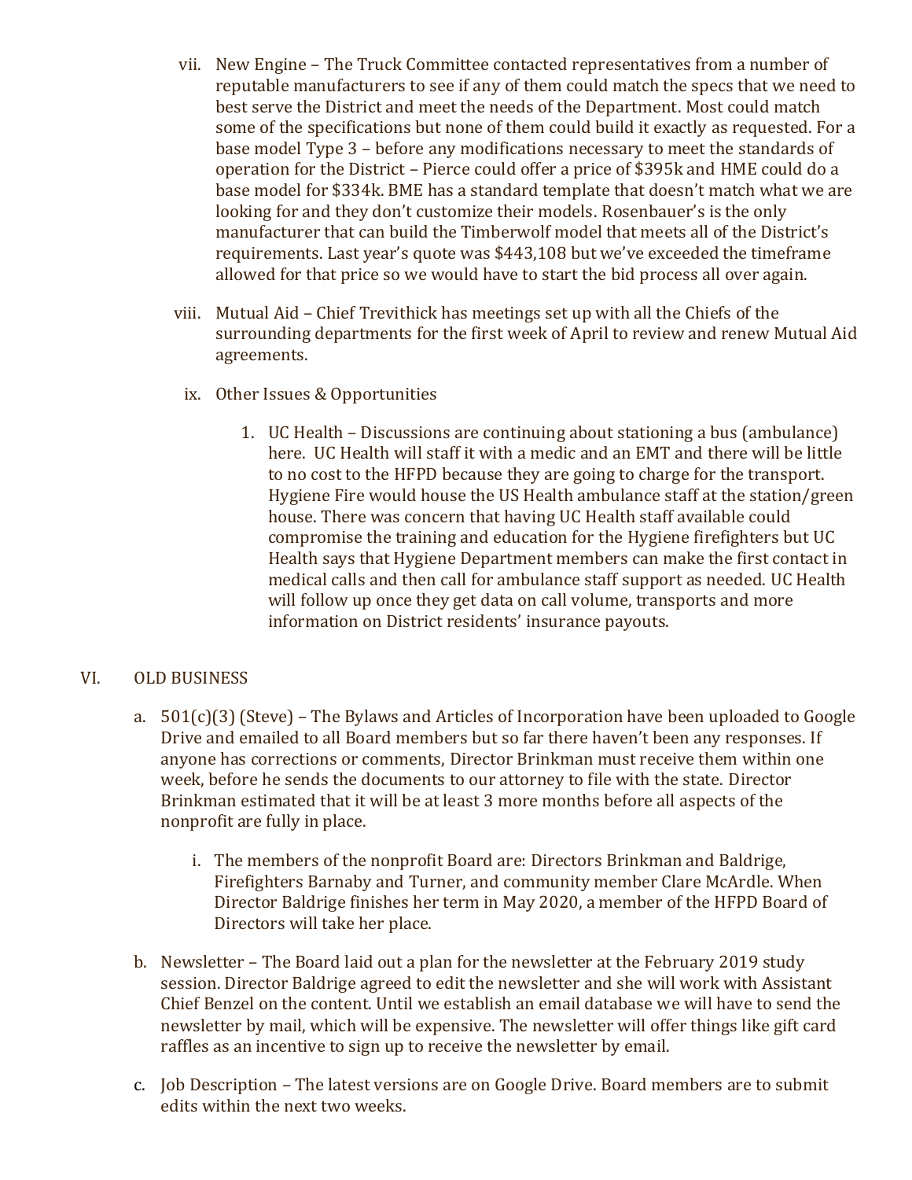vii. New Engine – The Truck Committee contacted representatives from a number of reputable manufacturers to see if any of them could match the specs that we need to best serve the District and meet the needs of the Department. Most could match some of the specifications but none of them could build it exactly as requested. For a base model Type 3 – before any modifications necessary to meet the standards of operation for the District – Pierce could offer a price of $395k and HME could do a base model for $334k. BME has a standard template that doesn't match what we are looking for and they don't customize their models. Rosenbauer's is the only manufacturer that can build the Timberwolf model that meets all of the District's requirements. Last year's quote was $443,108 but we've exceeded the timeframe allowed for that price so we would have to start the bid process all over again.

viii. Mutual Aid – Chief Trevithick has meetings set up with all the Chiefs of the surrounding departments for the first week of April to review and renew Mutual Aid agreements.

ix. Other Issues & Opportunities

1. UC Health – Discussions are continuing about stationing a bus (ambulance) here. UC Health will staff it with a medic and an EMT and there will be little to no cost to the HFPD because they are going to charge for the transport. Hygiene Fire would house the US Health ambulance staff at the station/green house. There was concern that having UC Health staff available could compromise the training and education for the Hygiene firefighters but UC Health says that Hygiene Department members can make the first contact in medical calls and then call for ambulance staff support as needed. UC Health will follow up once they get data on call volume, transports and more information on District residents' insurance payouts.

## VI. OLD BUSINESS

a. 501(c)(3) (Steve) – The Bylaws and Articles of Incorporation have been uploaded to Google Drive and emailed to all Board members but so far there haven't been any responses. If anyone has corrections or comments, Director Brinkman must receive them within one week, before he sends the documents to our attorney to file with the state. Director Brinkman estimated that it will be at least 3 more months before all aspects of the nonprofit are fully in place.

   i. The members of the nonprofit Board are: Directors Brinkman and Baldrige, Firefighters Barnaby and Turner, and community member Clare McArdle. When Director Baldrige finishes her term in May 2020, a member of the HFPD Board of Directors will take her place.

b. Newsletter – The Board laid out a plan for the newsletter at the February 2019 study session. Director Baldrige agreed to edit the newsletter and she will work with Assistant Chief Benzel on the content. Until we establish an email database we will have to send the newsletter by mail, which will be expensive. The newsletter will offer things like gift card raffles as an incentive to sign up to receive the newsletter by email.

c. Job Description – The latest versions are on Google Drive. Board members are to submit edits within the next two weeks.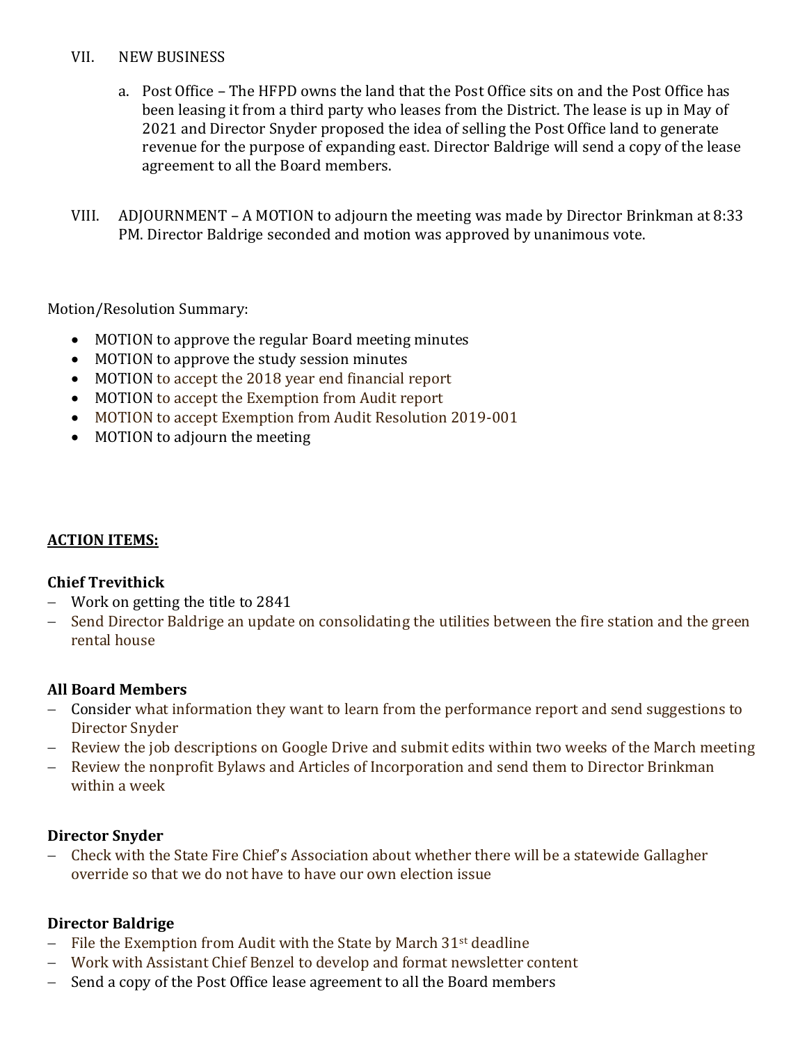VII. NEW BUSINESS

a. Post Office – The HFPD owns the land that the Post Office sits on and the Post Office has been leasing it from a third party who leases from the District. The lease is up in May of 2021 and Director Snyder proposed the idea of selling the Post Office land to generate revenue for the purpose of expanding east. Director Baldrige will send a copy of the lease agreement to all the Board members.

VIII. ADJOURNMENT – A MOTION to adjourn the meeting was made by Director Brinkman at 8:33 PM. Director Baldrige seconded and motion was approved by unanimous vote.

Motion/Resolution Summary:

- MOTION to approve the regular Board meeting minutes
- MOTION to approve the study session minutes
- MOTION to accept the 2018 year end financial report
- MOTION to accept the Exemption from Audit report
- MOTION to accept Exemption from Audit Resolution 2019-001
- MOTION to adjourn the meeting

**ACTION ITEMS:**

**Chief Trevithick**

- Work on getting the title to 2841
- Send Director Baldrige an update on consolidating the utilities between the fire station and the green rental house

**All Board Members**

- Consider what information they want to learn from the performance report and send suggestions to Director Snyder
- Review the job descriptions on Google Drive and submit edits within two weeks of the March meeting
- Review the nonprofit Bylaws and Articles of Incorporation and send them to Director Brinkman within a week

**Director Snyder**

- Check with the State Fire Chief's Association about whether there will be a statewide Gallagher override so that we do not have to have our own election issue

**Director Baldrige**

- File the Exemption from Audit with the State by March 31st deadline
- Work with Assistant Chief Benzel to develop and format newsletter content
- Send a copy of the Post Office lease agreement to all the Board members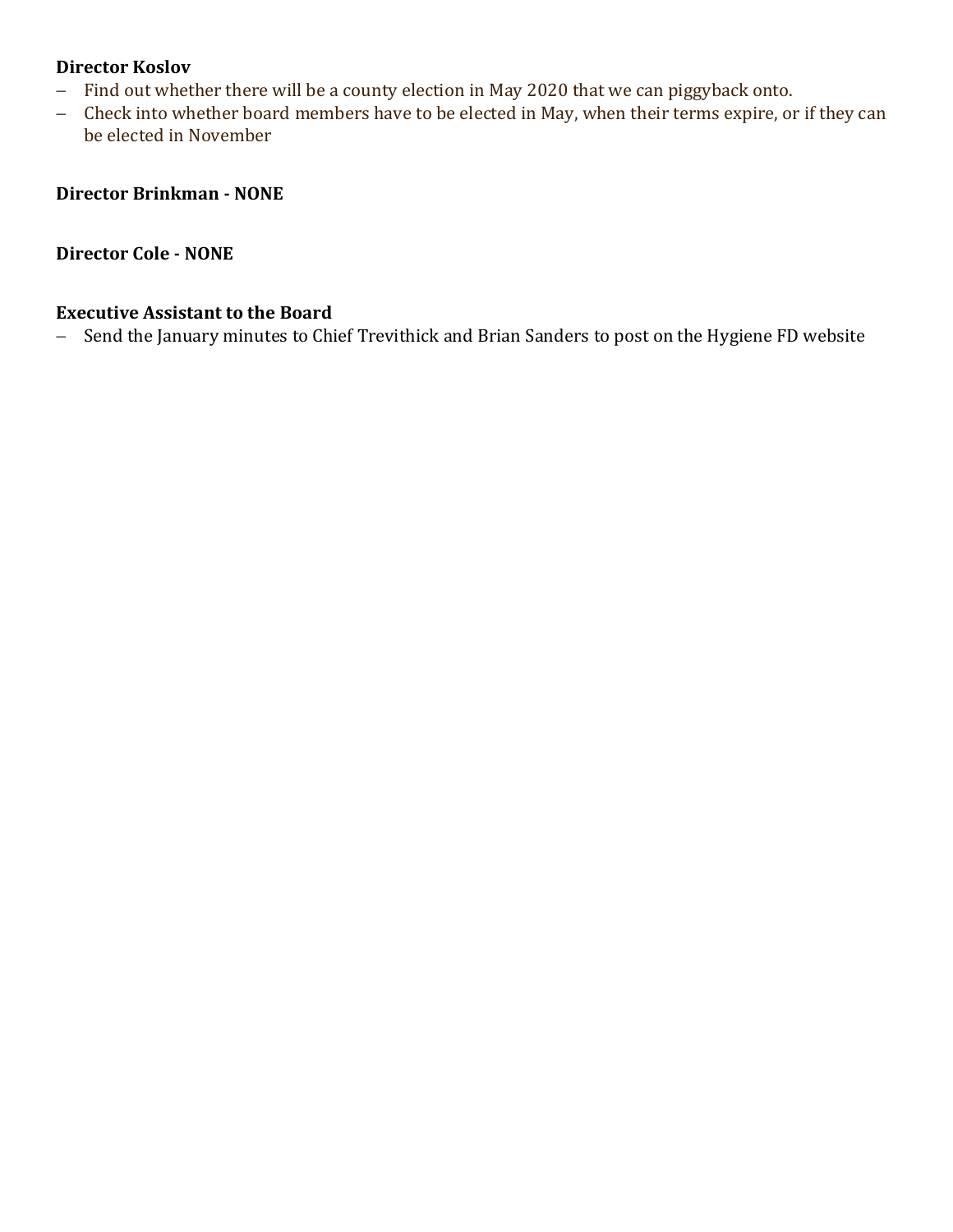**Director Koslov**

- Find out whether there will be a county election in May 2020 that we can piggyback onto.
- Check into whether board members have to be elected in May, when their terms expire, or if they can be elected in November

**Director Brinkman - NONE**

**Director Cole - NONE**

**Executive Assistant to the Board**

- Send the January minutes to Chief Trevithick and Brian Sanders to post on the Hygiene FD website